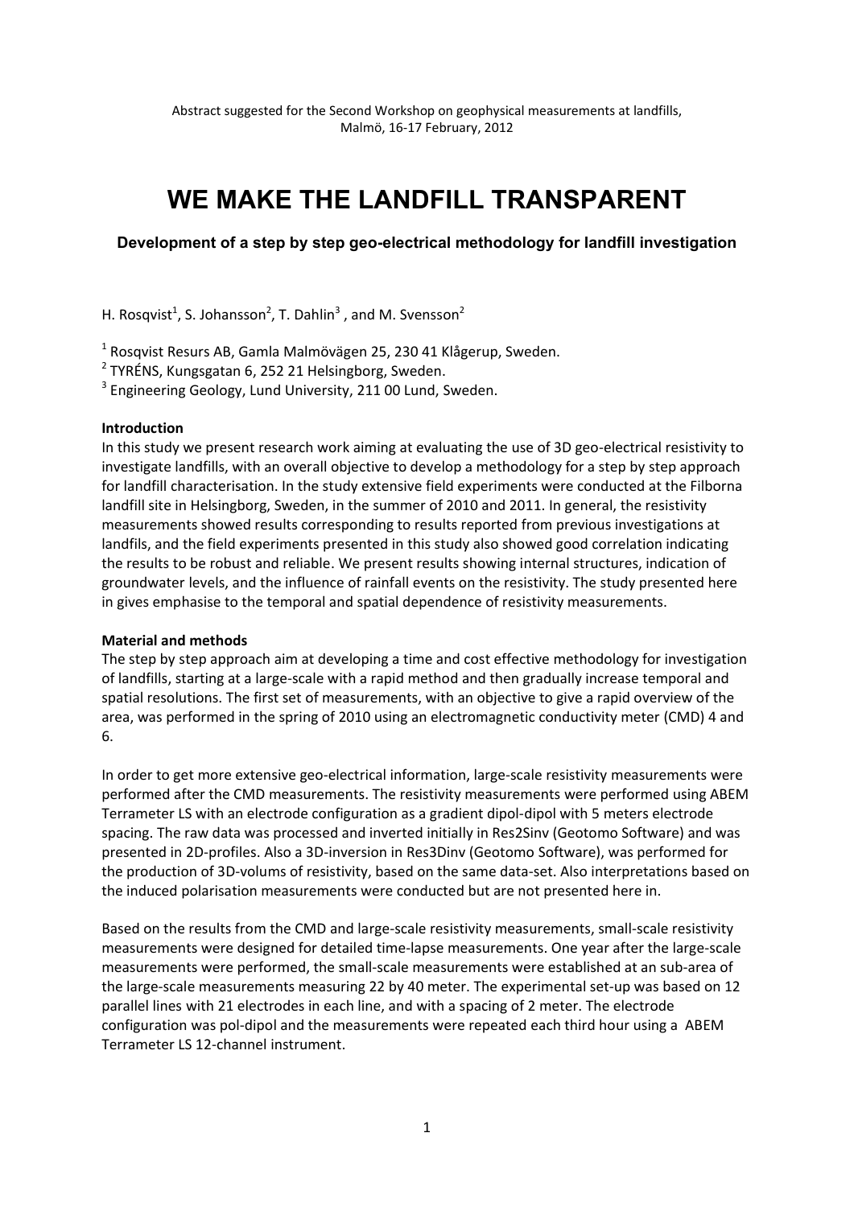Abstract suggested for the Second Workshop on geophysical measurements at landfills, Malmö, 16-17 February, 2012

# WE MAKE THE LANDFILL TRANSPARENT

### Development of a step by step geo-electrical methodology for landfill investigation

H. Rosqvist[1], S. Johansson[2], T. Dahlin[3], and M. Svensson[2]

[1] Rosqvist Resurs AB, Gamla Malmövägen 25, 230 41 Klågerup, Sweden.
[2] TYRÉNS, Kungsgatan 6, 252 21 Helsingborg, Sweden.
[3] Engineering Geology, Lund University, 211 00 Lund, Sweden.

**Introduction**

In this study we present research work aiming at evaluating the use of 3D geo-electrical resistivity to investigate landfills, with an overall objective to develop a methodology for a step by step approach for landfill characterisation. In the study extensive field experiments were conducted at the Filborna landfill site in Helsingborg, Sweden, in the summer of 2010 and 2011. In general, the resistivity measurements showed results corresponding to results reported from previous investigations at landfils, and the field experiments presented in this study also showed good correlation indicating the results to be robust and reliable. We present results showing internal structures, indication of groundwater levels, and the influence of rainfall events on the resistivity. The study presented here in gives emphasise to the temporal and spatial dependence of resistivity measurements.

**Material and methods**

The step by step approach aim at developing a time and cost effective methodology for investigation of landfills, starting at a large-scale with a rapid method and then gradually increase temporal and spatial resolutions. The first set of measurements, with an objective to give a rapid overview of the area, was performed in the spring of 2010 using an electromagnetic conductivity meter (CMD) 4 and 6.

In order to get more extensive geo-electrical information, large-scale resistivity measurements were performed after the CMD measurements. The resistivity measurements were performed using ABEM Terrameter LS with an electrode configuration as a gradient dipol-dipol with 5 meters electrode spacing. The raw data was processed and inverted initially in Res2Sinv (Geotomo Software) and was presented in 2D-profiles. Also a 3D-inversion in Res3Dinv (Geotomo Software), was performed for the production of 3D-volums of resistivity, based on the same data-set. Also interpretations based on the induced polarisation measurements were conducted but are not presented here in.

Based on the results from the CMD and large-scale resistivity measurements, small-scale resistivity measurements were designed for detailed time-lapse measurements. One year after the large-scale measurements were performed, the small-scale measurements were established at an sub-area of the large-scale measurements measuring 22 by 40 meter. The experimental set-up was based on 12 parallel lines with 21 electrodes in each line, and with a spacing of 2 meter. The electrode configuration was pol-dipol and the measurements were repeated each third hour using a ABEM Terrameter LS 12-channel instrument.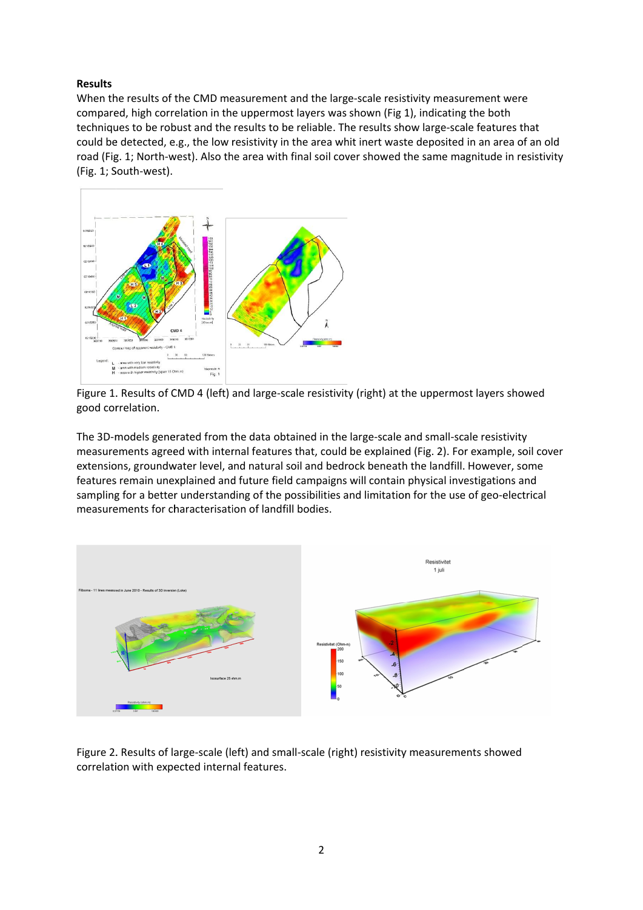**Results**

When the results of the CMD measurement and the large-scale resistivity measurement were compared, high correlation in the uppermost layers was shown (Fig 1), indicating the both techniques to be robust and the results to be reliable. The results show large-scale features that could be detected, e.g., the low resistivity in the area whit inert waste deposited in an area of an old road (Fig. 1; North-west). Also the area with final soil cover showed the same magnitude in resistivity (Fig. 1; South-west).

Figure 1. Results of CMD 4 (left) and large-scale resistivity (right) at the uppermost layers showed good correlation.

The 3D-models generated from the data obtained in the large-scale and small-scale resistivity measurements agreed with internal features that, could be explained (Fig. 2). For example, soil cover extensions, groundwater level, and natural soil and bedrock beneath the landfill. However, some features remain unexplained and future field campaigns will contain physical investigations and sampling for a better understanding of the possibilities and limitation for the use of geo-electrical measurements for characterisation of landfill bodies.

Figure 2. Results of large-scale (left) and small-scale (right) resistivity measurements showed correlation with expected internal features.